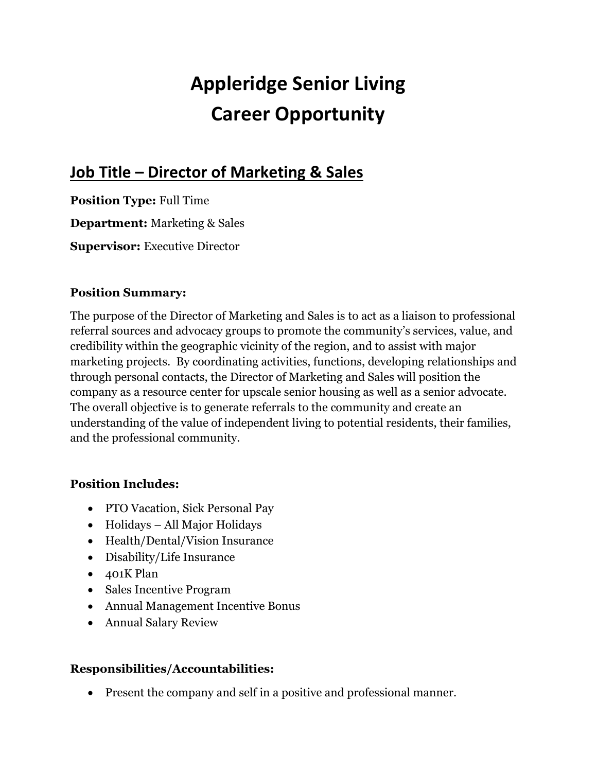# Appleridge Senior Living
# Career Opportunity

## Job Title – Director of Marketing & Sales

**Position Type:** Full Time

**Department:** Marketing & Sales

**Supervisor:** Executive Director

**Position Summary:**

The purpose of the Director of Marketing and Sales is to act as a liaison to professional referral sources and advocacy groups to promote the community's services, value, and credibility within the geographic vicinity of the region, and to assist with major marketing projects. By coordinating activities, functions, developing relationships and through personal contacts, the Director of Marketing and Sales will position the company as a resource center for upscale senior housing as well as a senior advocate. The overall objective is to generate referrals to the community and create an understanding of the value of independent living to potential residents, their families, and the professional community.

**Position Includes:**

- PTO Vacation, Sick Personal Pay
- Holidays – All Major Holidays
- Health/Dental/Vision Insurance
- Disability/Life Insurance
- 401K Plan
- Sales Incentive Program
- Annual Management Incentive Bonus
- Annual Salary Review

**Responsibilities/Accountabilities:**

- Present the company and self in a positive and professional manner.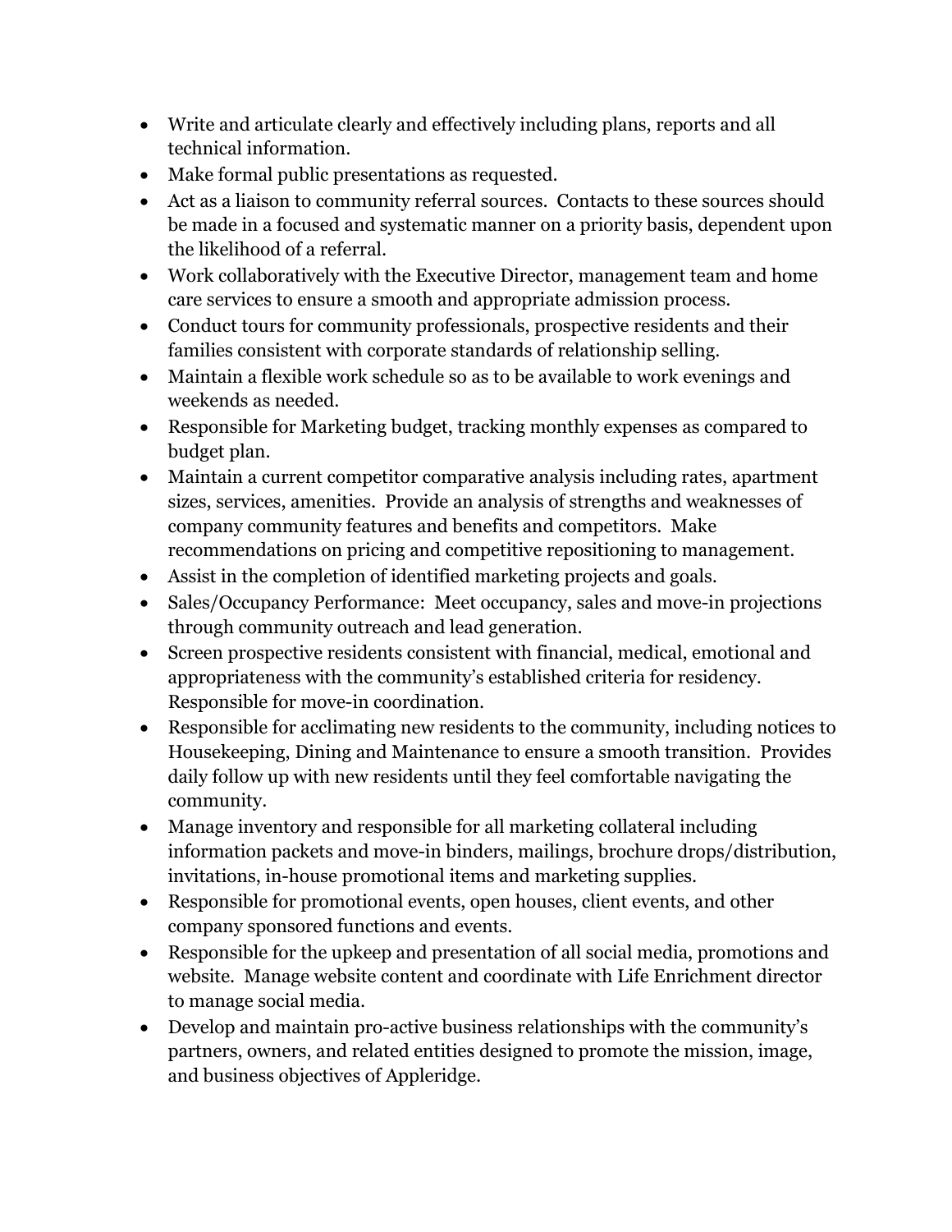- Write and articulate clearly and effectively including plans, reports and all technical information.
- Make formal public presentations as requested.
- Act as a liaison to community referral sources. Contacts to these sources should be made in a focused and systematic manner on a priority basis, dependent upon the likelihood of a referral.
- Work collaboratively with the Executive Director, management team and home care services to ensure a smooth and appropriate admission process.
- Conduct tours for community professionals, prospective residents and their families consistent with corporate standards of relationship selling.
- Maintain a flexible work schedule so as to be available to work evenings and weekends as needed.
- Responsible for Marketing budget, tracking monthly expenses as compared to budget plan.
- Maintain a current competitor comparative analysis including rates, apartment sizes, services, amenities. Provide an analysis of strengths and weaknesses of company community features and benefits and competitors. Make recommendations on pricing and competitive repositioning to management.
- Assist in the completion of identified marketing projects and goals.
- Sales/Occupancy Performance: Meet occupancy, sales and move-in projections through community outreach and lead generation.
- Screen prospective residents consistent with financial, medical, emotional and appropriateness with the community's established criteria for residency. Responsible for move-in coordination.
- Responsible for acclimating new residents to the community, including notices to Housekeeping, Dining and Maintenance to ensure a smooth transition. Provides daily follow up with new residents until they feel comfortable navigating the community.
- Manage inventory and responsible for all marketing collateral including information packets and move-in binders, mailings, brochure drops/distribution, invitations, in-house promotional items and marketing supplies.
- Responsible for promotional events, open houses, client events, and other company sponsored functions and events.
- Responsible for the upkeep and presentation of all social media, promotions and website. Manage website content and coordinate with Life Enrichment director to manage social media.
- Develop and maintain pro-active business relationships with the community's partners, owners, and related entities designed to promote the mission, image, and business objectives of Appleridge.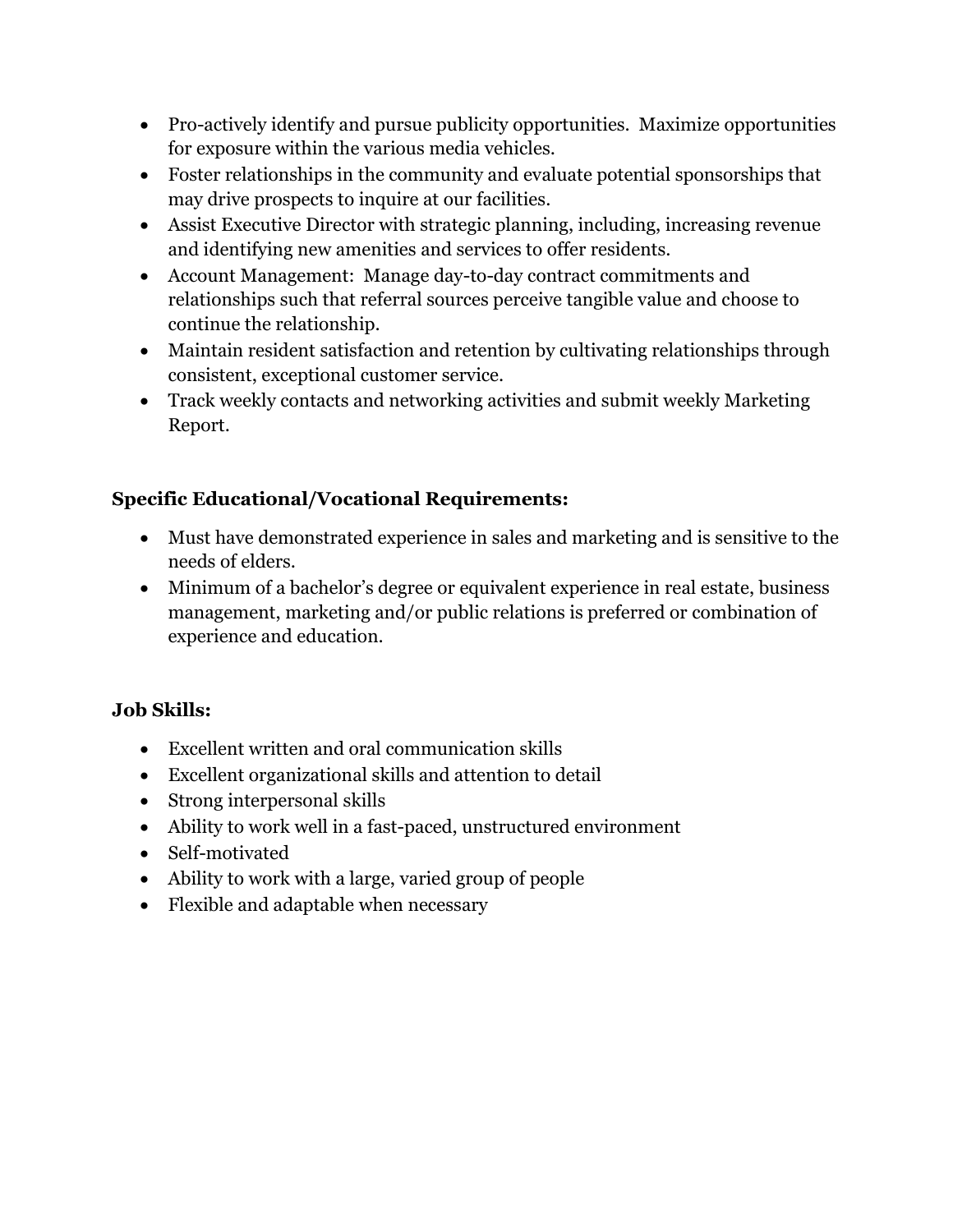- Pro-actively identify and pursue publicity opportunities. Maximize opportunities for exposure within the various media vehicles.
- Foster relationships in the community and evaluate potential sponsorships that may drive prospects to inquire at our facilities.
- Assist Executive Director with strategic planning, including, increasing revenue and identifying new amenities and services to offer residents.
- Account Management: Manage day-to-day contract commitments and relationships such that referral sources perceive tangible value and choose to continue the relationship.
- Maintain resident satisfaction and retention by cultivating relationships through consistent, exceptional customer service.
- Track weekly contacts and networking activities and submit weekly Marketing Report.

**Specific Educational/Vocational Requirements:**

- Must have demonstrated experience in sales and marketing and is sensitive to the needs of elders.
- Minimum of a bachelor's degree or equivalent experience in real estate, business management, marketing and/or public relations is preferred or combination of experience and education.

**Job Skills:**

- Excellent written and oral communication skills
- Excellent organizational skills and attention to detail
- Strong interpersonal skills
- Ability to work well in a fast-paced, unstructured environment
- Self-motivated
- Ability to work with a large, varied group of people
- Flexible and adaptable when necessary